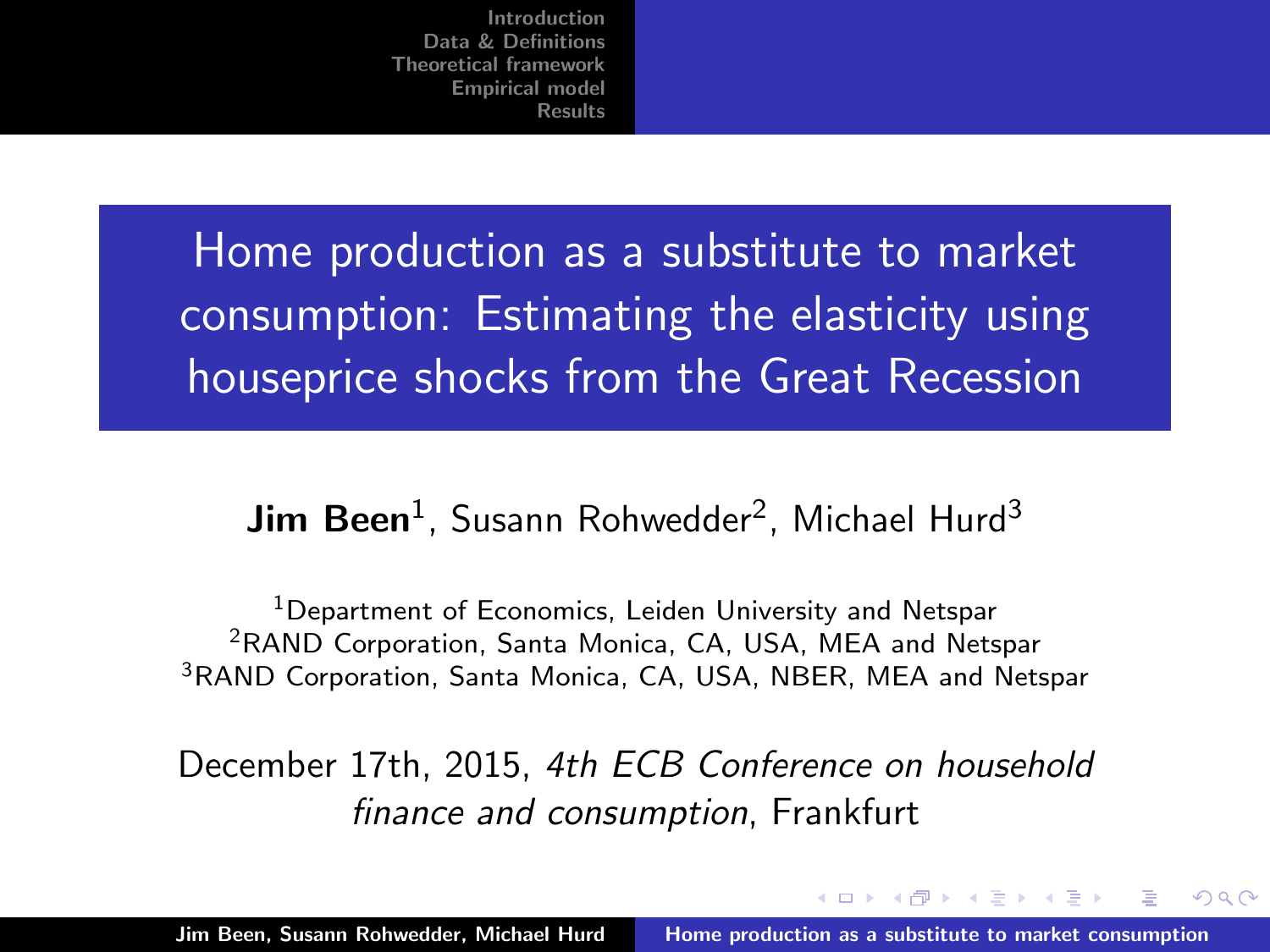# Home production as a substitute to market consumption: Estimating the elasticity using houseprice shocks from the Great Recession

**Jim Been**[1], Susann Rohwedder[2], Michael Hurd[3]

[1]Department of Economics, Leiden University and Netspar
[2]RAND Corporation, Santa Monica, CA, USA, MEA and Netspar
[3]RAND Corporation, Santa Monica, CA, USA, NBER, MEA and Netspar

December 17th, 2015, *4th ECB Conference on household finance and consumption*, Frankfurt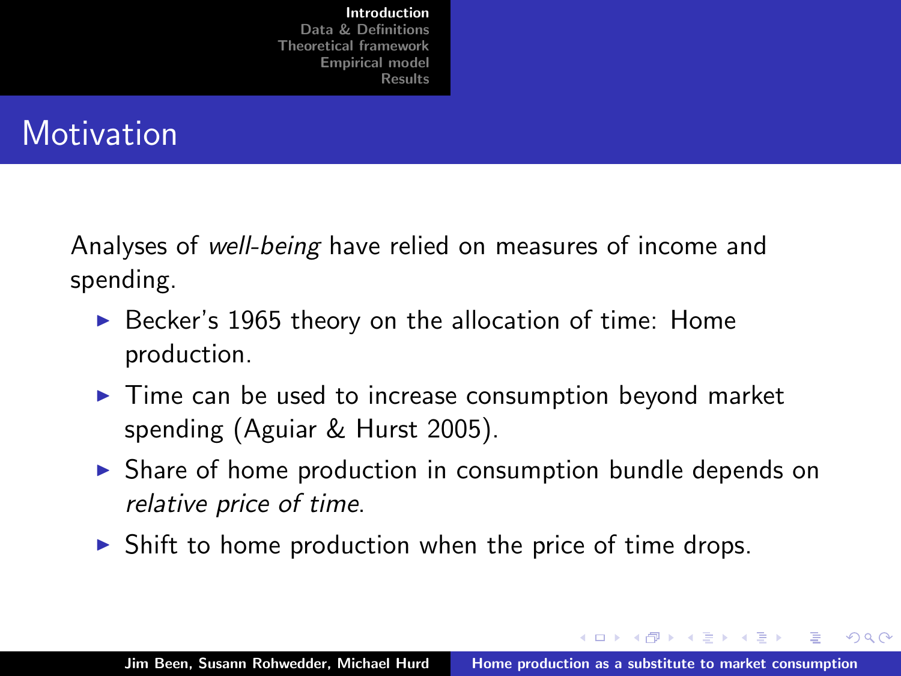# Motivation

Analyses of *well-being* have relied on measures of income and spending.

- Becker's 1965 theory on the allocation of time: Home production.
- Time can be used to increase consumption beyond market spending (Aguiar & Hurst 2005).
- Share of home production in consumption bundle depends on *relative price of time*.
- Shift to home production when the price of time drops.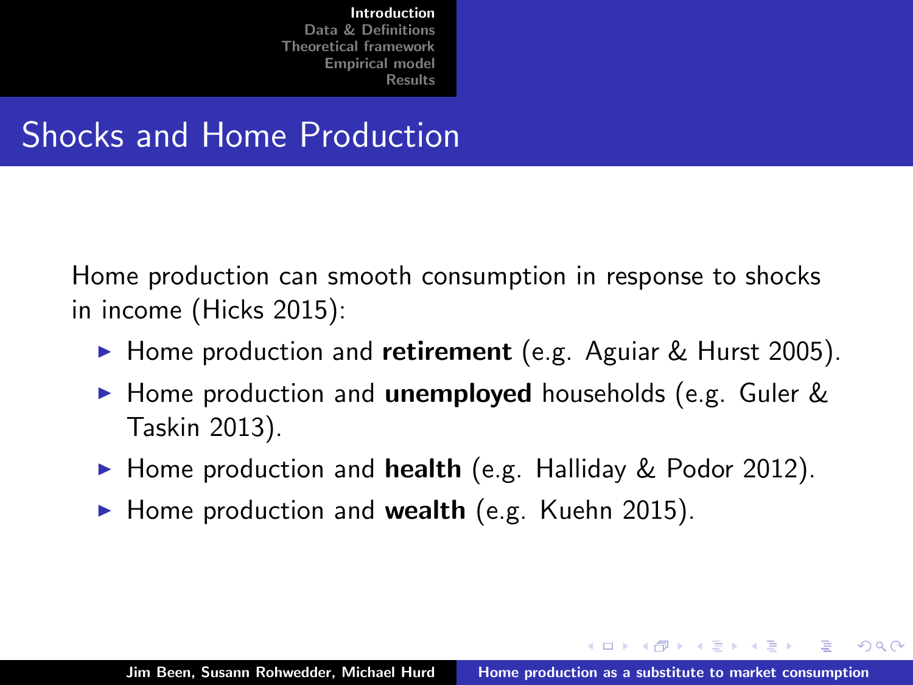# Shocks and Home Production

Home production can smooth consumption in response to shocks in income (Hicks 2015):

- Home production and **retirement** (e.g. Aguiar & Hurst 2005).
- Home production and **unemployed** households (e.g. Guler & Taskin 2013).
- Home production and **health** (e.g. Halliday & Podor 2012).
- Home production and **wealth** (e.g. Kuehn 2015).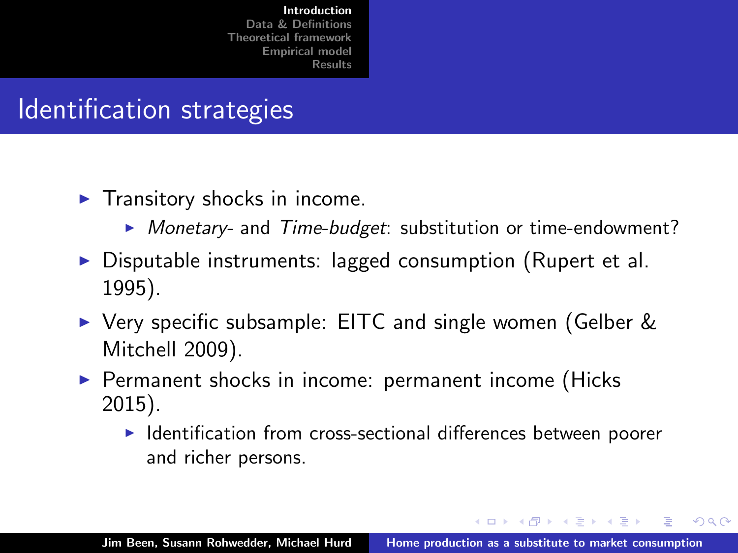## Identification strategies

- Transitory shocks in income.
  - *Monetary*- and *Time-budget*: substitution or time-endowment?
- Disputable instruments: lagged consumption (Rupert et al. 1995).
- Very specific subsample: EITC and single women (Gelber & Mitchell 2009).
- Permanent shocks in income: permanent income (Hicks 2015).
  - Identification from cross-sectional differences between poorer and richer persons.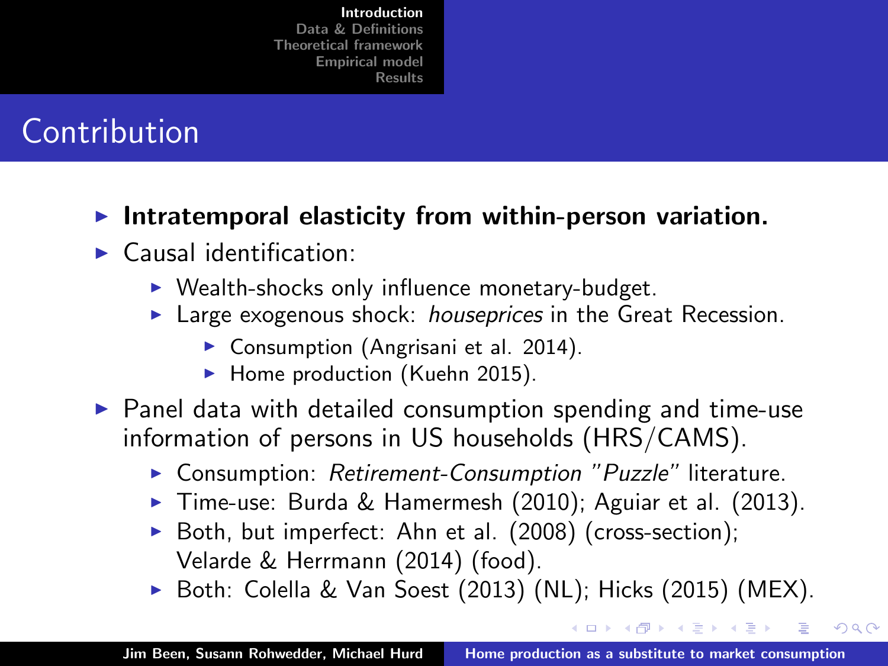# Contribution

- **Intratemporal elasticity from within-person variation.**
- Causal identification:
  - Wealth-shocks only influence monetary-budget.
  - Large exogenous shock: *houseprices* in the Great Recession.
    - Consumption (Angrisani et al. 2014).
    - Home production (Kuehn 2015).
- Panel data with detailed consumption spending and time-use information of persons in US households (HRS/CAMS).
  - Consumption: *Retirement-Consumption "Puzzle"* literature.
  - Time-use: Burda & Hamermesh (2010); Aguiar et al. (2013).
  - Both, but imperfect: Ahn et al. (2008) (cross-section); Velarde & Herrmann (2014) (food).
  - Both: Colella & Van Soest (2013) (NL); Hicks (2015) (MEX).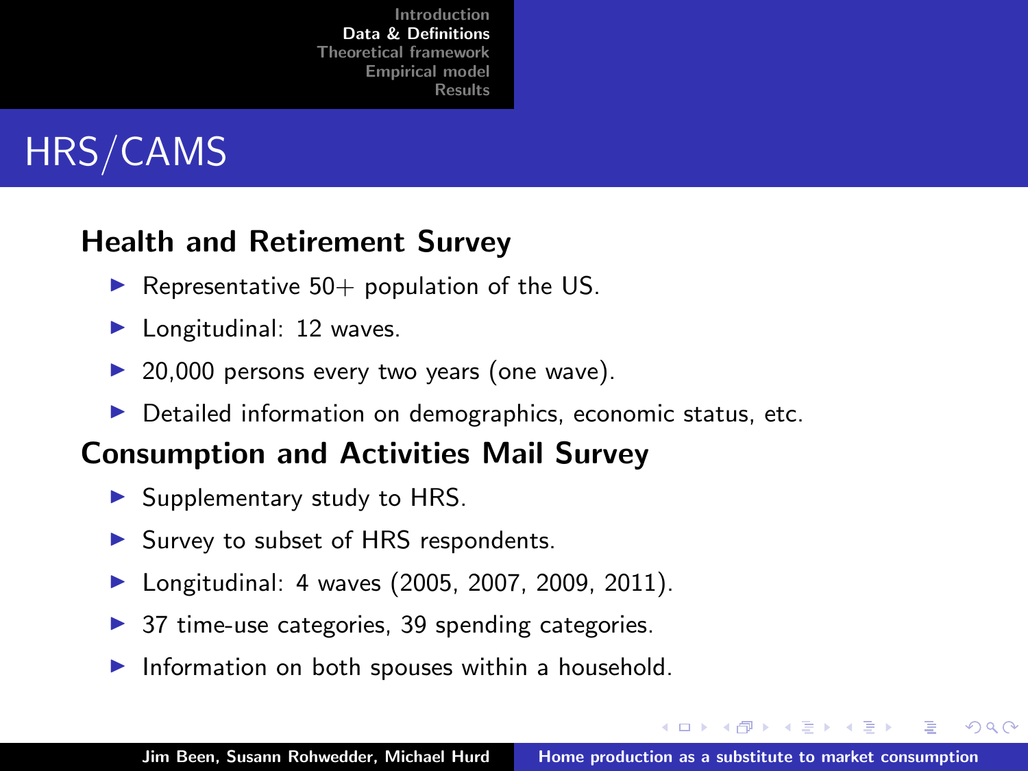# HRS/CAMS

### Health and Retirement Survey

- Representative 50+ population of the US.
- Longitudinal: 12 waves.
- 20,000 persons every two years (one wave).
- Detailed information on demographics, economic status, etc.

### Consumption and Activities Mail Survey

- Supplementary study to HRS.
- Survey to subset of HRS respondents.
- Longitudinal: 4 waves (2005, 2007, 2009, 2011).
- 37 time-use categories, 39 spending categories.
- Information on both spouses within a household.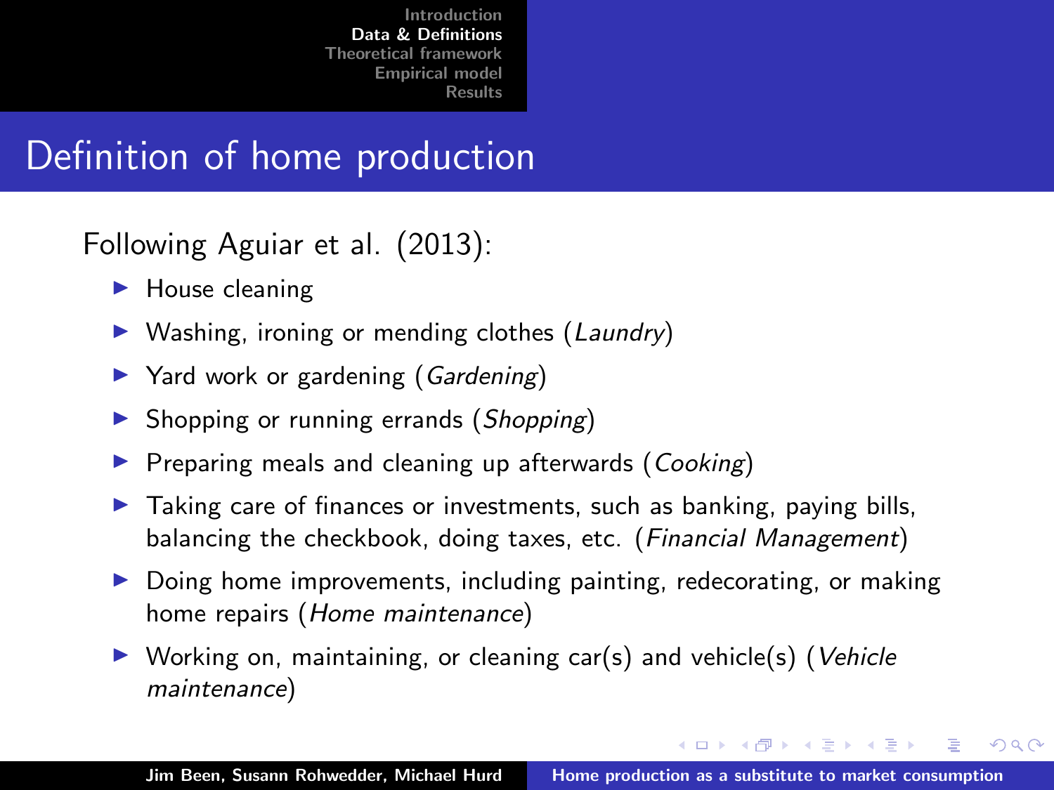# Definition of home production

Following Aguiar et al. (2013):

- House cleaning
- Washing, ironing or mending clothes (*Laundry*)
- Yard work or gardening (*Gardening*)
- Shopping or running errands (*Shopping*)
- Preparing meals and cleaning up afterwards (*Cooking*)
- Taking care of finances or investments, such as banking, paying bills, balancing the checkbook, doing taxes, etc. (*Financial Management*)
- Doing home improvements, including painting, redecorating, or making home repairs (*Home maintenance*)
- Working on, maintaining, or cleaning car(s) and vehicle(s) (*Vehicle maintenance*)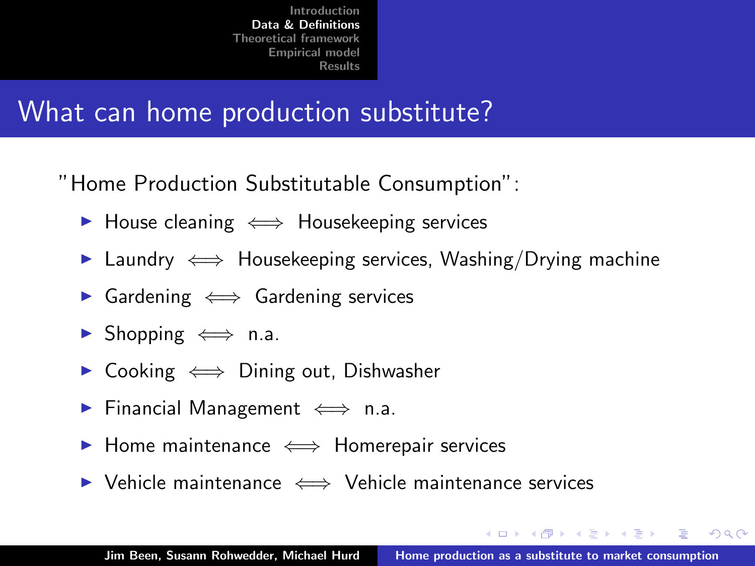# What can home production substitute?

"Home Production Substitutable Consumption":

- House cleaning $\Longleftrightarrow$ Housekeeping services
- Laundry $\Longleftrightarrow$ Housekeeping services, Washing/Drying machine
- Gardening $\Longleftrightarrow$ Gardening services
- Shopping $\Longleftrightarrow$ n.a.
- Cooking $\Longleftrightarrow$ Dining out, Dishwasher
- Financial Management $\Longleftrightarrow$ n.a.
- Home maintenance $\Longleftrightarrow$ Homerepair services
- Vehicle maintenance $\Longleftrightarrow$ Vehicle maintenance services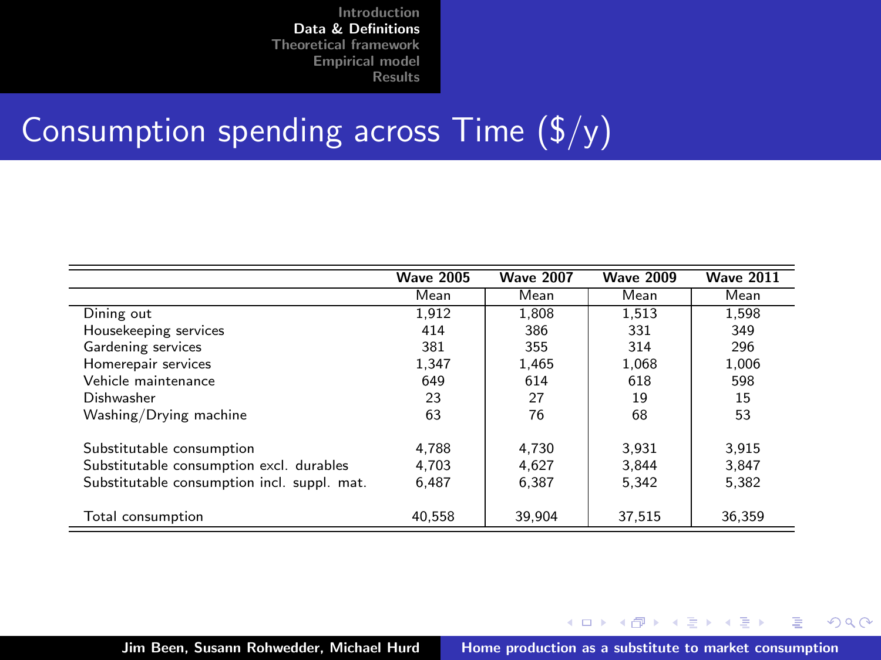# Consumption spending across Time ($/y)

| | Wave 2005 | Wave 2007 | Wave 2009 | Wave 2011 |
|---|---|---|---|---|
| | Mean | Mean | Mean | Mean |
| Dining out | 1,912 | 1,808 | 1,513 | 1,598 |
| Housekeeping services | 414 | 386 | 331 | 349 |
| Gardening services | 381 | 355 | 314 | 296 |
| Homerepair services | 1,347 | 1,465 | 1,068 | 1,006 |
| Vehicle maintenance | 649 | 614 | 618 | 598 |
| Dishwasher | 23 | 27 | 19 | 15 |
| Washing/Drying machine | 63 | 76 | 68 | 53 |
| | | | | |
| Substitutable consumption | 4,788 | 4,730 | 3,931 | 3,915 |
| Substitutable consumption excl. durables | 4,703 | 4,627 | 3,844 | 3,847 |
| Substitutable consumption incl. suppl. mat. | 6,487 | 6,387 | 5,342 | 5,382 |
| | | | | |
| Total consumption | 40,558 | 39,904 | 37,515 | 36,359 |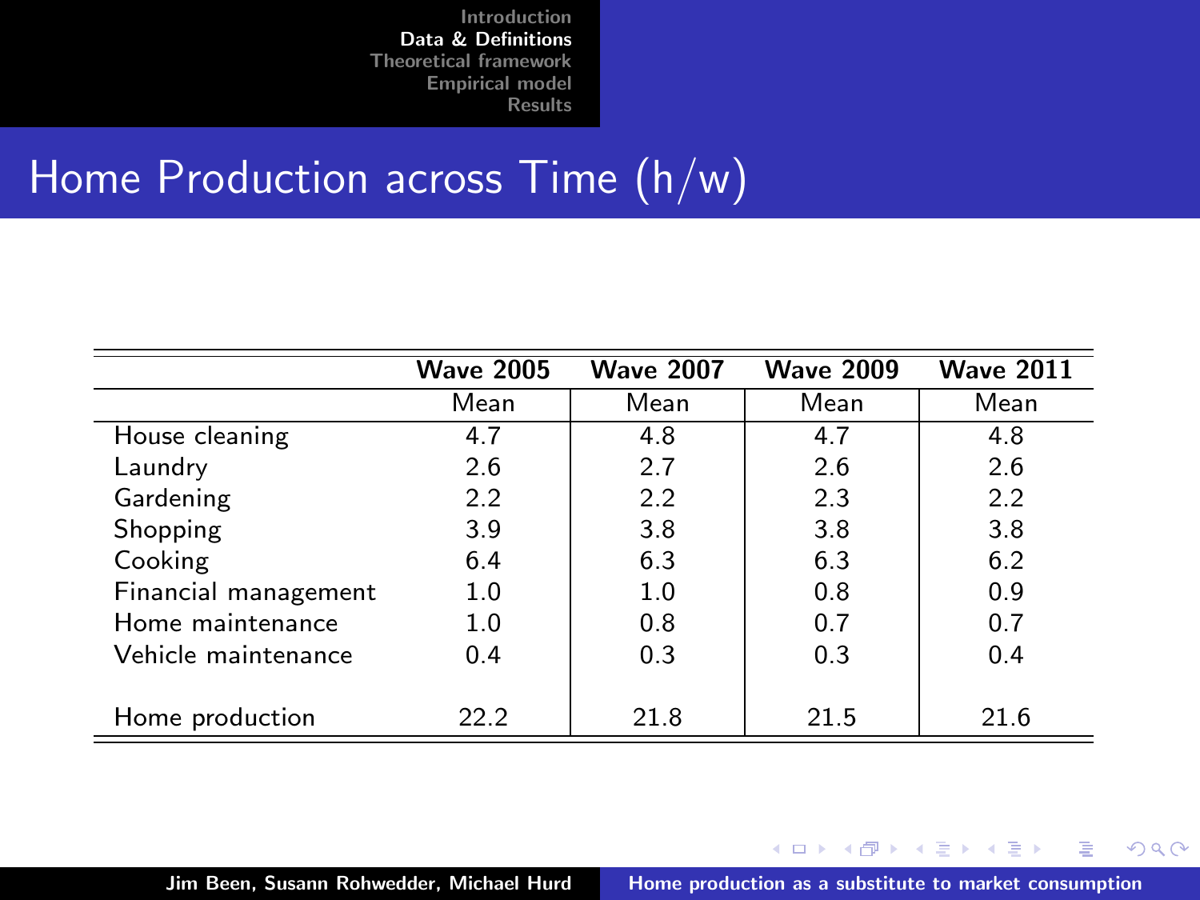# Home Production across Time (h/w)

| | Wave 2005 | Wave 2007 | Wave 2009 | Wave 2011 |
|---|---|---|---|---|
| | Mean | Mean | Mean | Mean |
| House cleaning | 4.7 | 4.8 | 4.7 | 4.8 |
| Laundry | 2.6 | 2.7 | 2.6 | 2.6 |
| Gardening | 2.2 | 2.2 | 2.3 | 2.2 |
| Shopping | 3.9 | 3.8 | 3.8 | 3.8 |
| Cooking | 6.4 | 6.3 | 6.3 | 6.2 |
| Financial management | 1.0 | 1.0 | 0.8 | 0.9 |
| Home maintenance | 1.0 | 0.8 | 0.7 | 0.7 |
| Vehicle maintenance | 0.4 | 0.3 | 0.3 | 0.4 |
| Home production | 22.2 | 21.8 | 21.5 | 21.6 |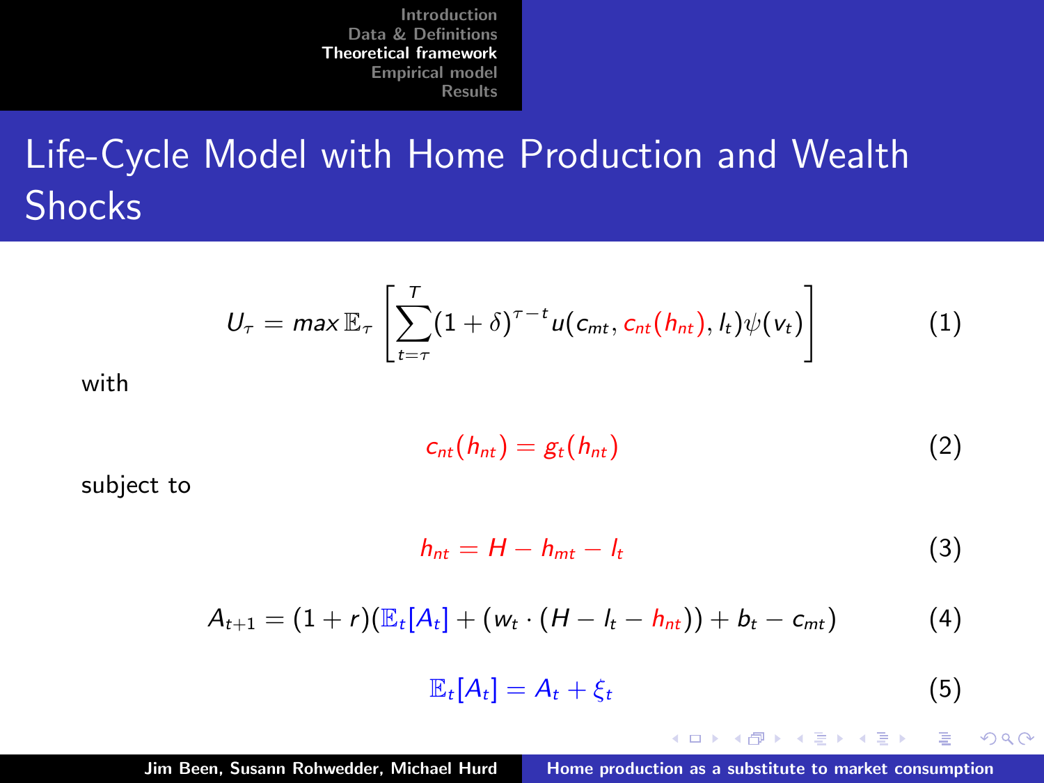# Life-Cycle Model with Home Production and Wealth Shocks

$$U_\tau = max\, \mathbb{E}_\tau \left[ \sum_{t=\tau}^{T} (1+\delta)^{\tau - t} u(c_{mt}, c_{nt}(h_{nt}), l_t) \psi(v_t) \right] \tag{1}$$

with

$$c_{nt}(h_{nt}) = g_t(h_{nt}) \tag{2}$$

subject to

$$h_{nt} = H - h_{mt} - l_t \tag{3}$$

$$A_{t+1} = (1+r)(\mathbb{E}_t[A_t] + (w_t \cdot (H - l_t - h_{nt})) + b_t - c_{mt}) \tag{4}$$

$$\mathbb{E}_t[A_t] = A_t + \xi_t \tag{5}$$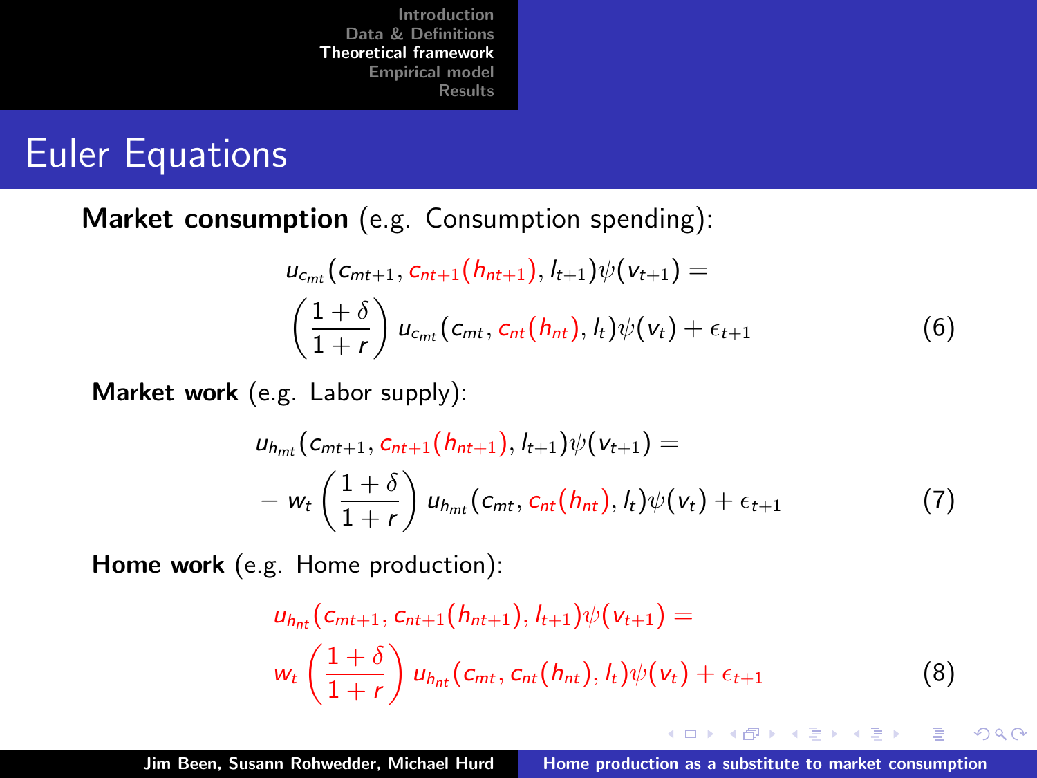# Euler Equations

**Market consumption** (e.g. Consumption spending):

$$u_{c_{mt}}(c_{mt+1}, c_{nt+1}(h_{nt+1}), l_{t+1})\psi(v_{t+1}) = \left(\frac{1+\delta}{1+r}\right) u_{c_{mt}}(c_{mt}, c_{nt}(h_{nt}), l_t)\psi(v_t) + \epsilon_{t+1} \tag{6}$$

**Market work** (e.g. Labor supply):

$$u_{h_{mt}}(c_{mt+1}, c_{nt+1}(h_{nt+1}), l_{t+1})\psi(v_{t+1}) = -w_t \left(\frac{1+\delta}{1+r}\right) u_{h_{mt}}(c_{mt}, c_{nt}(h_{nt}), l_t)\psi(v_t) + \epsilon_{t+1} \tag{7}$$

**Home work** (e.g. Home production):

$$u_{h_{nt}}(c_{mt+1}, c_{nt+1}(h_{nt+1}), l_{t+1})\psi(v_{t+1}) = w_t \left(\frac{1+\delta}{1+r}\right) u_{h_{nt}}(c_{mt}, c_{nt}(h_{nt}), l_t)\psi(v_t) + \epsilon_{t+1} \tag{8}$$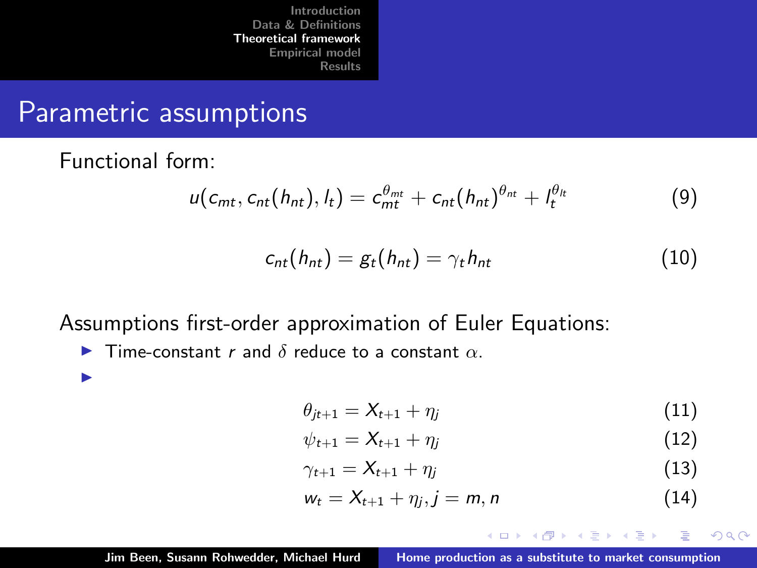# Parametric assumptions

Functional form:

$$u(c_{mt}, c_{nt}(h_{nt}), l_t) = c_{mt}^{\theta_{mt}} + c_{nt}(h_{nt})^{\theta_{nt}} + l_t^{\theta_{lt}} \tag{9}$$

$$c_{nt}(h_{nt}) = g_t(h_{nt}) = \gamma_t h_{nt} \tag{10}$$

Assumptions first-order approximation of Euler Equations:

- Time-constant $r$ and $\delta$ reduce to a constant $\alpha$.
-

$$\theta_{jt+1} = X_{t+1} + \eta_j \tag{11}$$

$$\psi_{t+1} = X_{t+1} + \eta_j \tag{12}$$

$$\gamma_{t+1} = X_{t+1} + \eta_j \tag{13}$$

$$w_t = X_{t+1} + \eta_j, j = m, n \tag{14}$$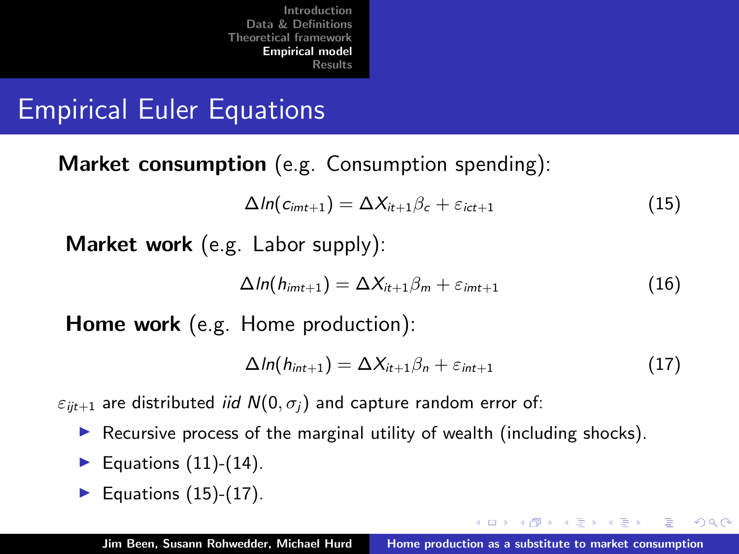# Empirical Euler Equations

**Market consumption** (e.g. Consumption spending):

$$\Delta ln(c_{imt+1}) = \Delta X_{it+1}\beta_c + \varepsilon_{ict+1} \tag{15}$$

**Market work** (e.g. Labor supply):

$$\Delta ln(h_{imt+1}) = \Delta X_{it+1}\beta_m + \varepsilon_{imt+1} \tag{16}$$

**Home work** (e.g. Home production):

$$\Delta ln(h_{int+1}) = \Delta X_{it+1}\beta_n + \varepsilon_{int+1} \tag{17}$$

$\varepsilon_{ijt+1}$ are distributed *iid* $N(0, \sigma_j)$ and capture random error of:

- Recursive process of the marginal utility of wealth (including shocks).
- Equations (11)-(14).
- Equations (15)-(17).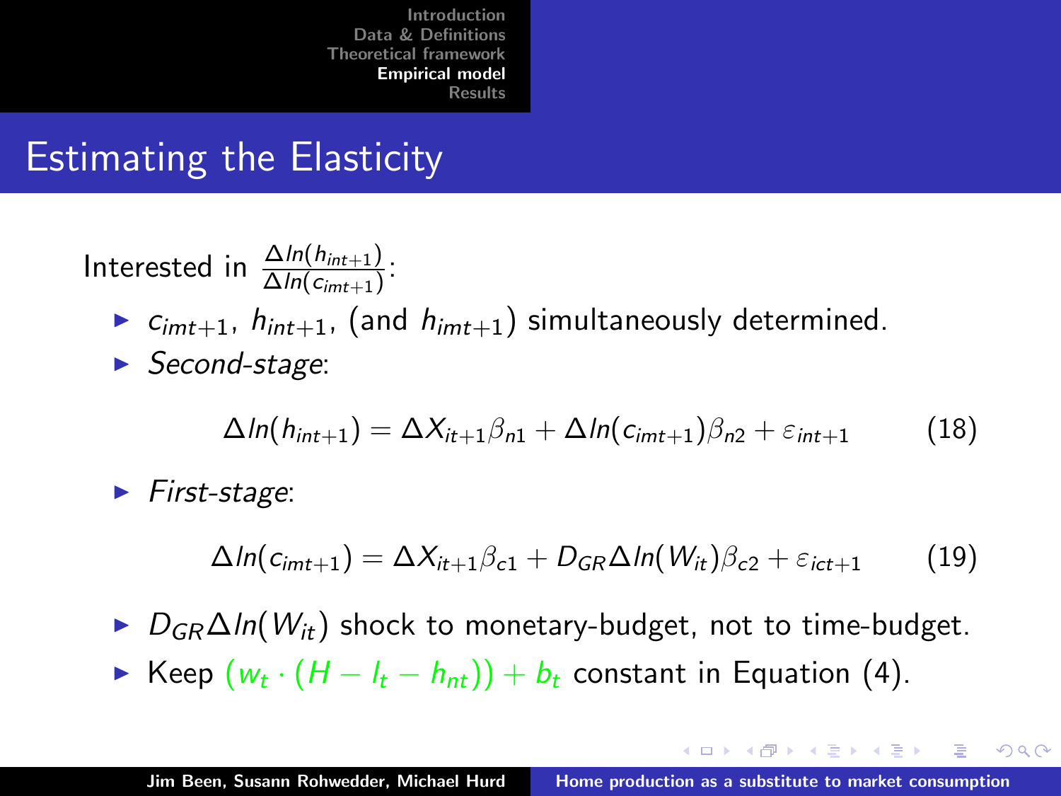# Estimating the Elasticity

Interested in $\frac{\Delta ln(h_{int+1})}{\Delta ln(c_{imt+1})}$:

- $c_{imt+1}$, $h_{int+1}$, (and $h_{imt+1}$) simultaneously determined.
- *Second-stage*:

$$\Delta ln(h_{int+1}) = \Delta X_{it+1}\beta_{n1} + \Delta ln(c_{imt+1})\beta_{n2} + \varepsilon_{int+1} \qquad (18)$$

- *First-stage*:

$$\Delta ln(c_{imt+1}) = \Delta X_{it+1}\beta_{c1} + D_{GR}\Delta ln(W_{it})\beta_{c2} + \varepsilon_{ict+1} \qquad (19)$$

- $D_{GR}\Delta ln(W_{it})$ shock to monetary-budget, not to time-budget.
- Keep $(w_t \cdot (H - l_t - h_{nt})) + b_t$ constant in Equation (4).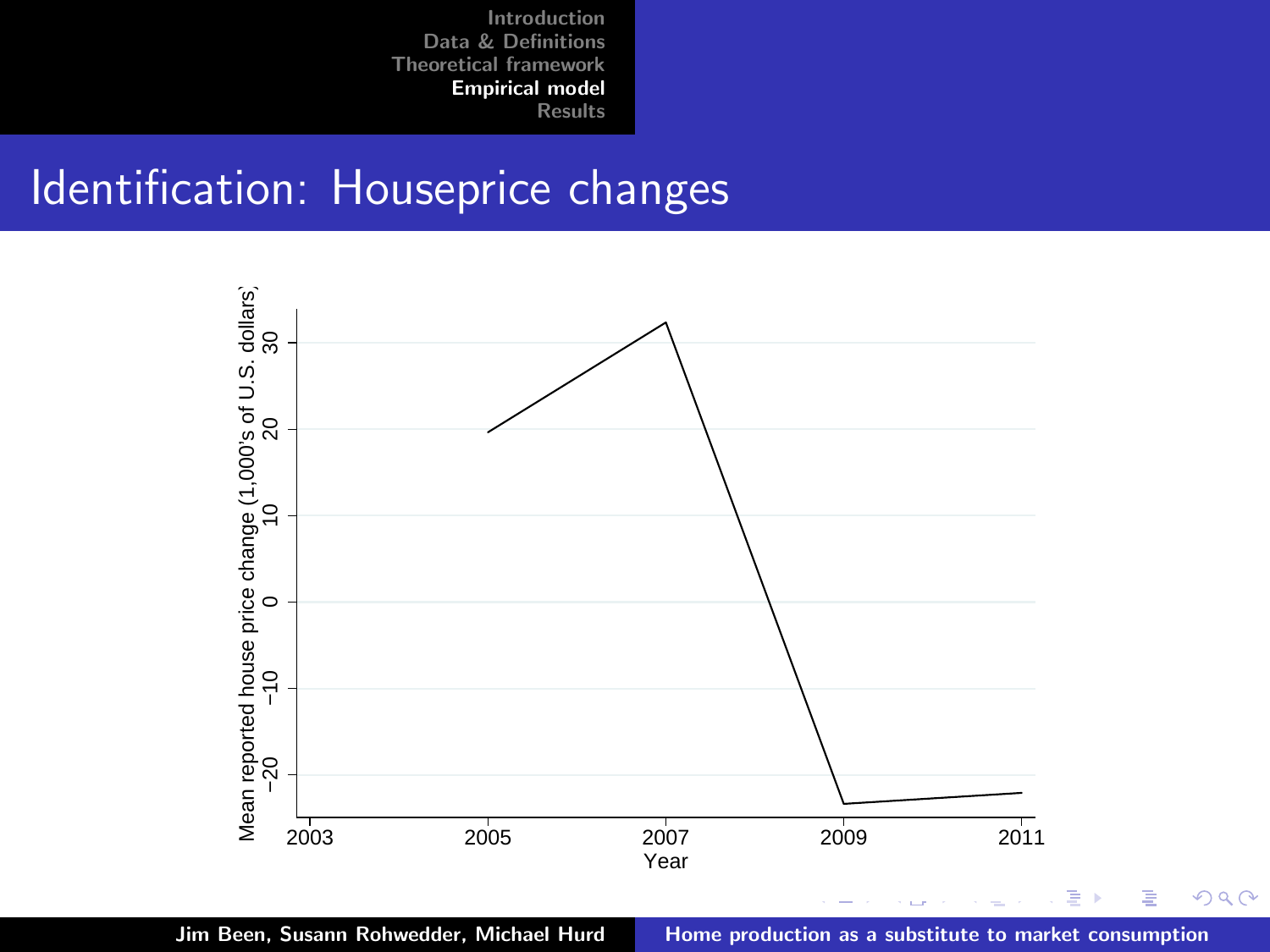## Identification: Houseprice changes

Mean reported house price change (1,000's of U.S. dollars)

30
20
10
0
−10
−20

2003 2005 2007 2009 2011

Year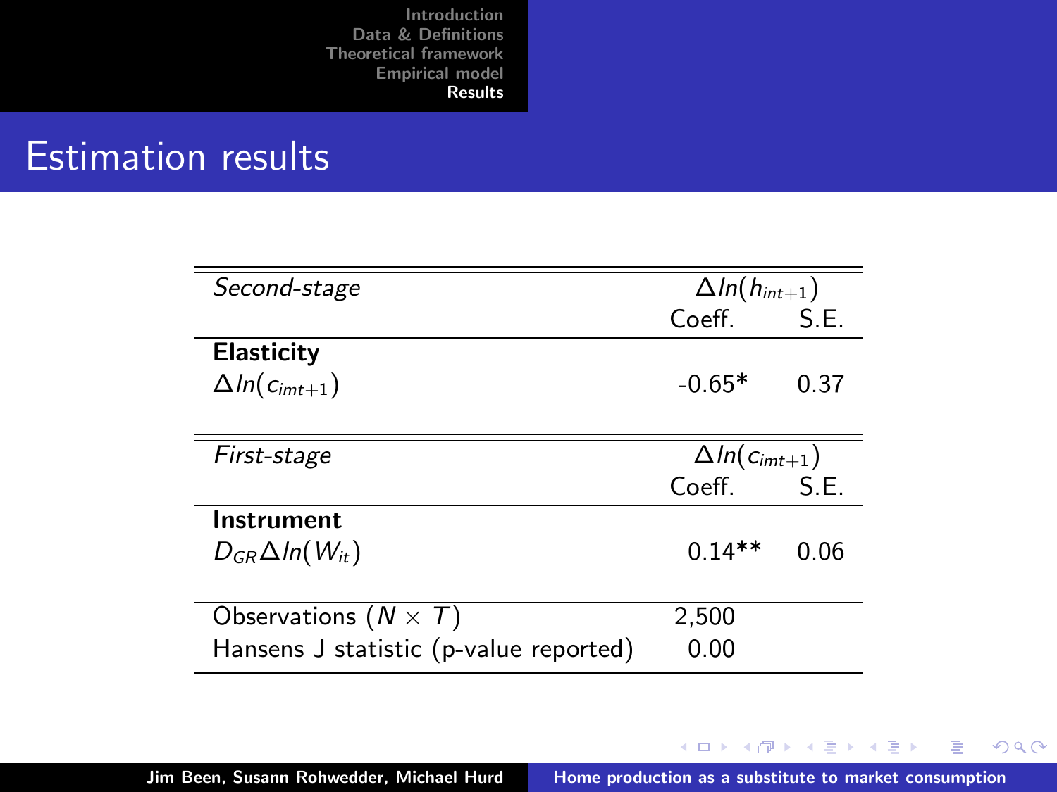## Estimation results

| *Second-stage* | $\Delta ln(h_{int+1})$ | |
|---|---|---|
| | Coeff. | S.E. |
| **Elasticity** | | |
| $\Delta ln(c_{imt+1})$ | -0.65* | 0.37 |
| *First-stage* | $\Delta ln(c_{imt+1})$ | |
| | Coeff. | S.E. |
| **Instrument** | | |
| $D_{GR}\Delta ln(W_{it})$ | 0.14** | 0.06 |
| Observations ($N \times T$) | 2,500 | |
| Hansens J statistic (p-value reported) | 0.00 | |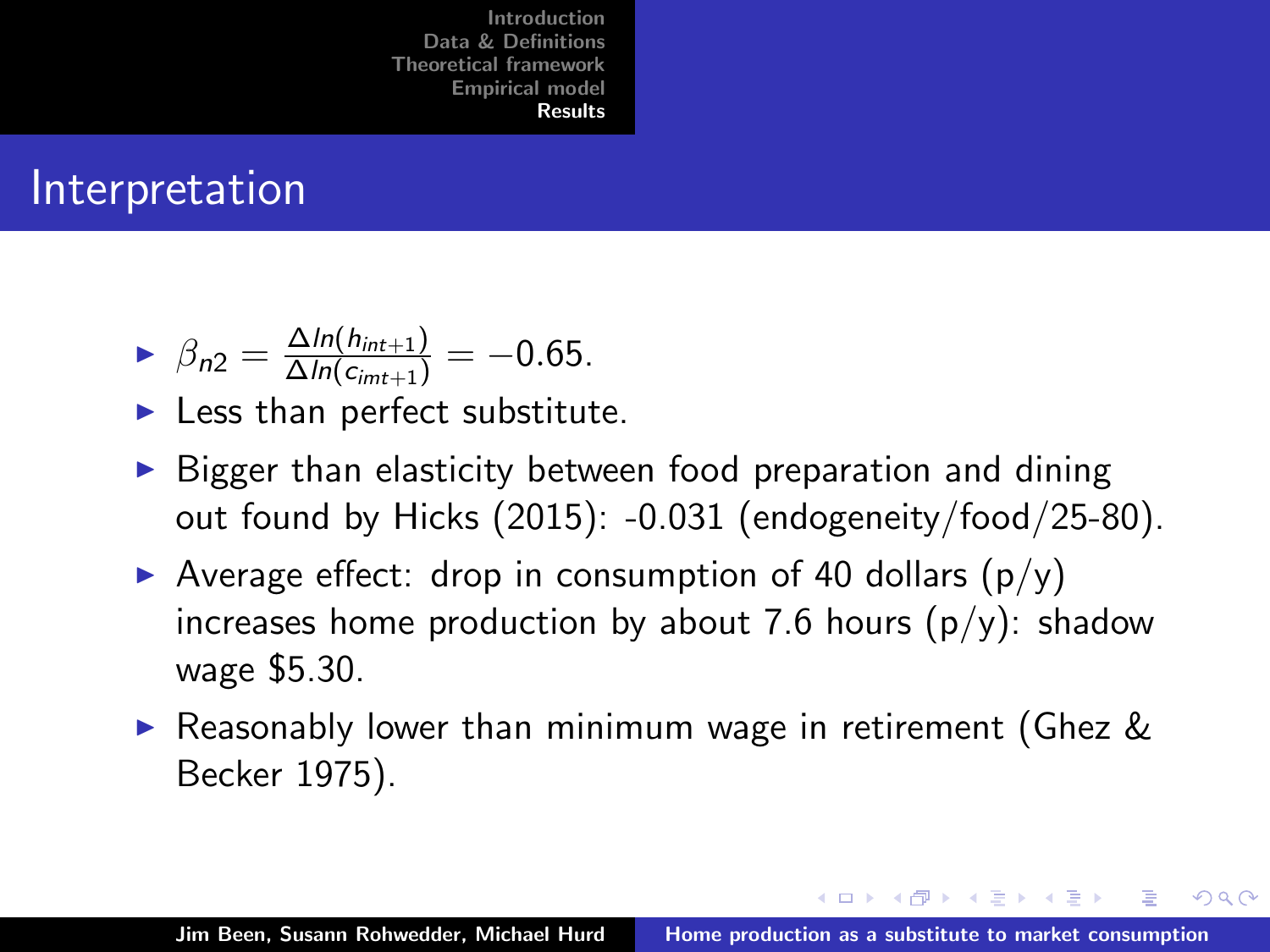## Interpretation

- $\beta_{n2} = \frac{\Delta ln(h_{int+1})}{\Delta ln(c_{imt+1})} = -0.65$.
- Less than perfect substitute.
- Bigger than elasticity between food preparation and dining out found by Hicks (2015): -0.031 (endogeneity/food/25-80).
- Average effect: drop in consumption of 40 dollars (p/y) increases home production by about 7.6 hours (p/y): shadow wage $5.30.
- Reasonably lower than minimum wage in retirement (Ghez & Becker 1975).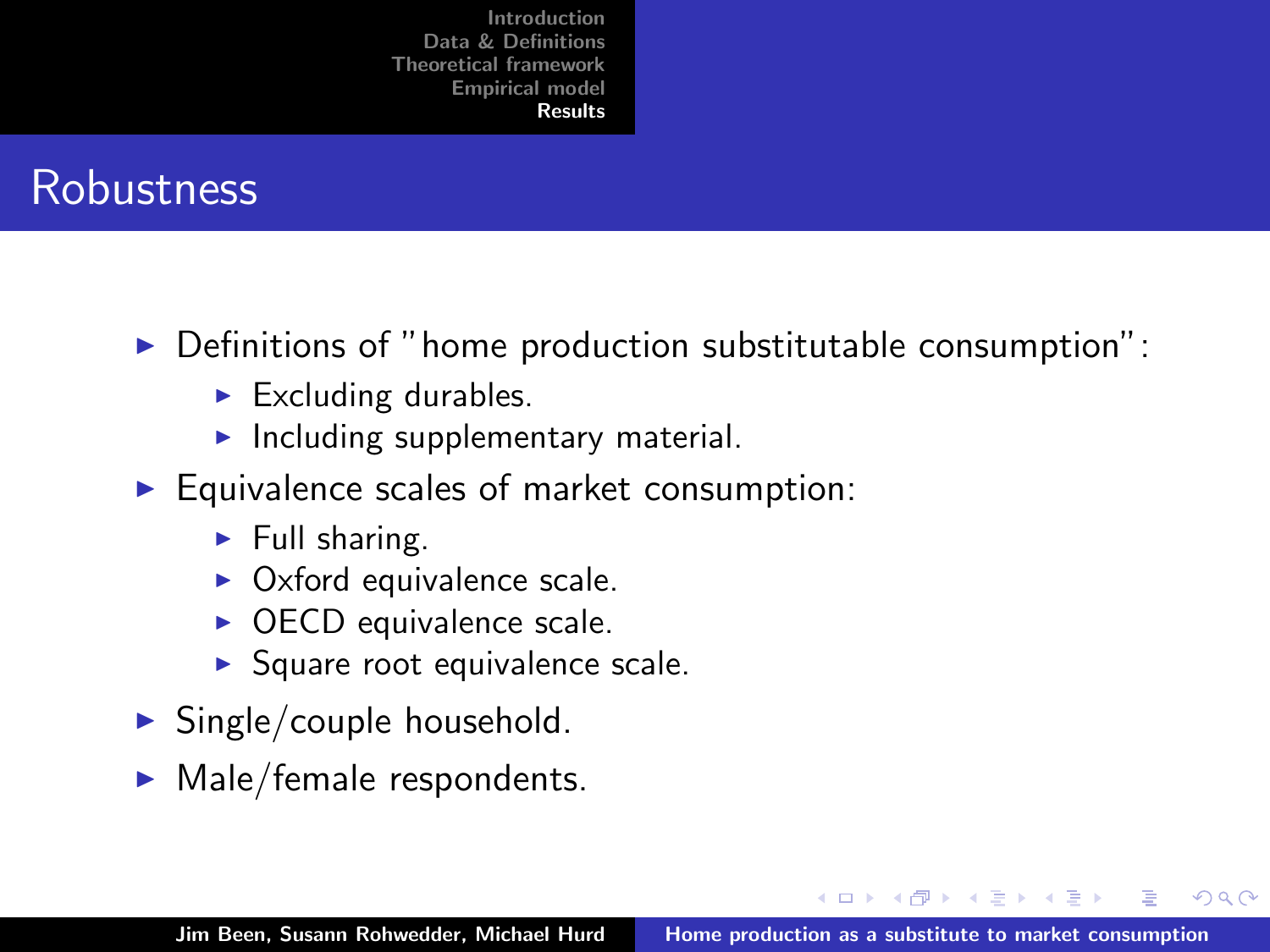## Robustness

- Definitions of "home production substitutable consumption":
  - Excluding durables.
  - Including supplementary material.
- Equivalence scales of market consumption:
  - Full sharing.
  - Oxford equivalence scale.
  - OECD equivalence scale.
  - Square root equivalence scale.
- Single/couple household.
- Male/female respondents.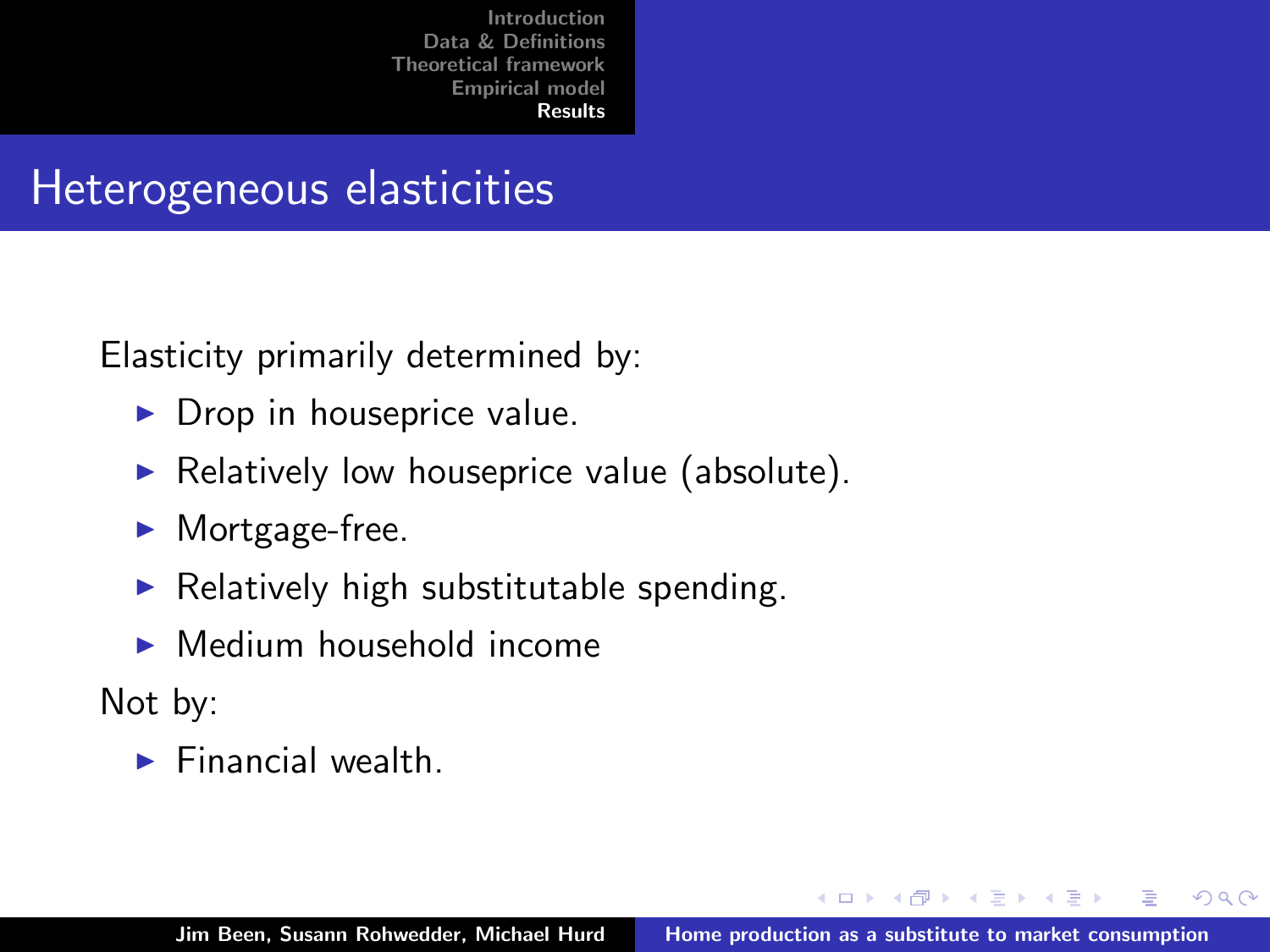## Heterogeneous elasticities

Elasticity primarily determined by:

- Drop in houseprice value.
- Relatively low houseprice value (absolute).
- Mortgage-free.
- Relatively high substitutable spending.
- Medium household income

Not by:

- Financial wealth.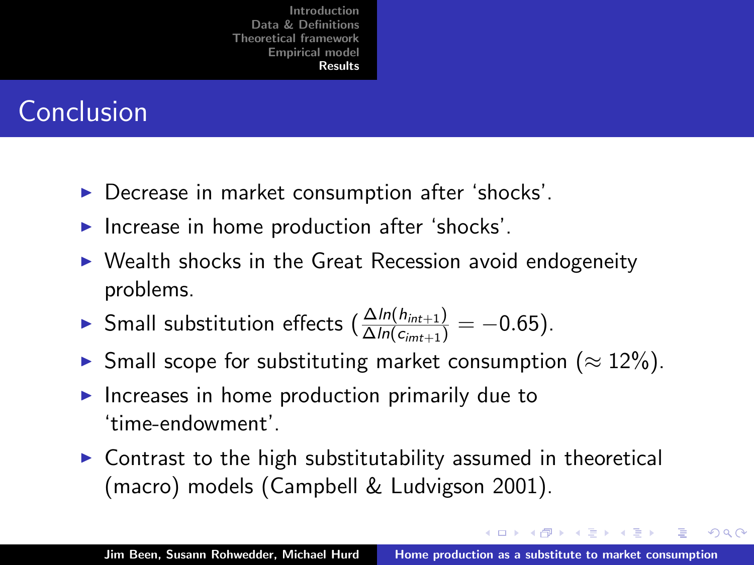# Conclusion

- Decrease in market consumption after ‘shocks’.
- Increase in home production after ‘shocks’.
- Wealth shocks in the Great Recession avoid endogeneity problems.
- Small substitution effects ($\frac{\Delta ln(h_{int+1})}{\Delta ln(c_{imt+1})} = -0.65$).
- Small scope for substituting market consumption ($\approx 12\%$).
- Increases in home production primarily due to ‘time-endowment’.
- Contrast to the high substitutability assumed in theoretical (macro) models (Campbell & Ludvigson 2001).